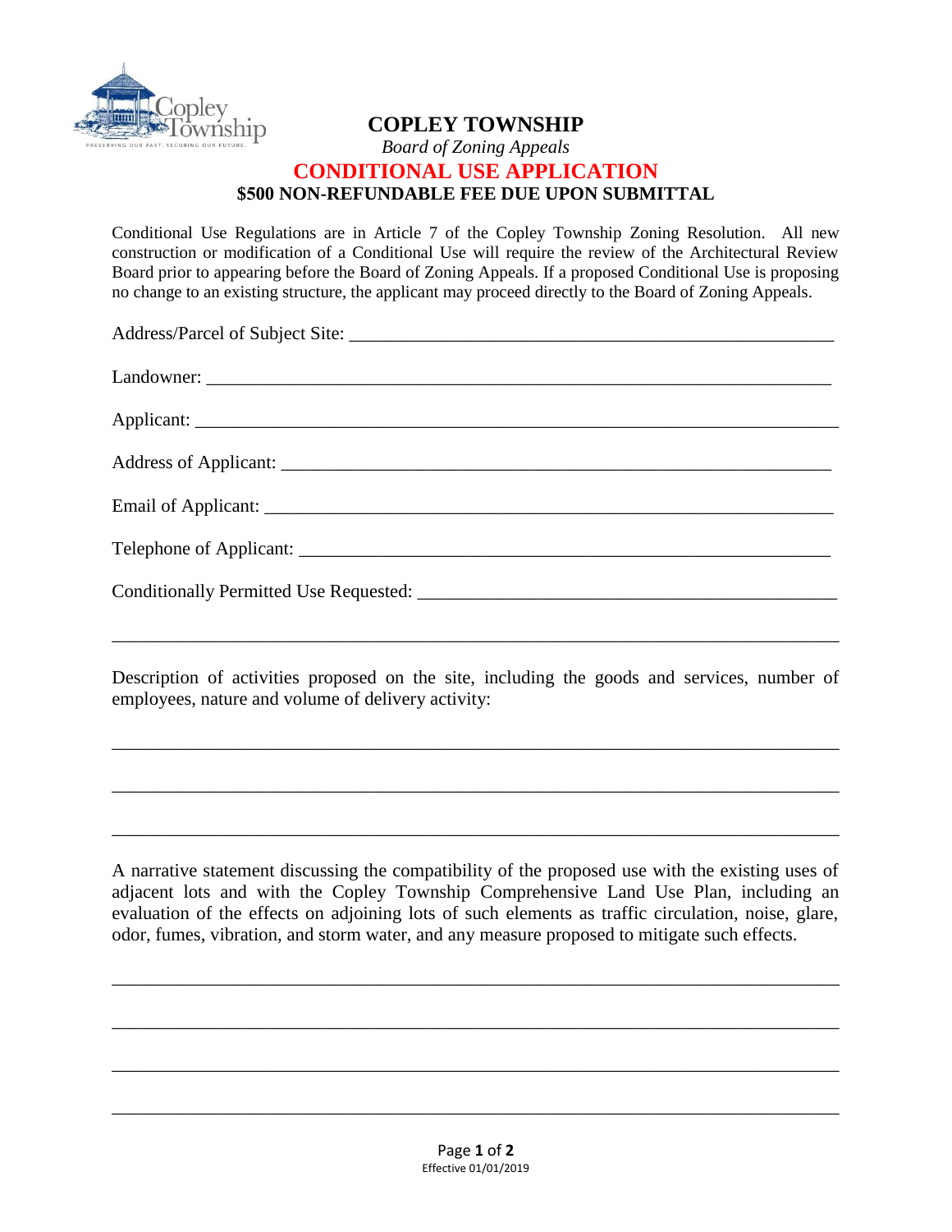# COPLEY TOWNSHIP

*Board of Zoning Appeals*

## CONDITIONAL USE APPLICATION

**$500 NON-REFUNDABLE FEE DUE UPON SUBMITTAL**

Conditional Use Regulations are in Article 7 of the Copley Township Zoning Resolution. All new construction or modification of a Conditional Use will require the review of the Architectural Review Board prior to appearing before the Board of Zoning Appeals. If a proposed Conditional Use is proposing no change to an existing structure, the applicant may proceed directly to the Board of Zoning Appeals.

Address/Parcel of Subject Site: ______________________________________________________

Landowner: ______________________________________________________________________

Applicant: _______________________________________________________________________

Address of Applicant: ______________________________________________________________

Email of Applicant: ________________________________________________________________

Telephone of Applicant: _____________________________________________________________

Conditionally Permitted Use Requested: ________________________________________________

_________________________________________________________________________________

Description of activities proposed on the site, including the goods and services, number of employees, nature and volume of delivery activity:

_________________________________________________________________________________

_________________________________________________________________________________

_________________________________________________________________________________

A narrative statement discussing the compatibility of the proposed use with the existing uses of adjacent lots and with the Copley Township Comprehensive Land Use Plan, including an evaluation of the effects on adjoining lots of such elements as traffic circulation, noise, glare, odor, fumes, vibration, and storm water, and any measure proposed to mitigate such effects.

_________________________________________________________________________________

_________________________________________________________________________________

_________________________________________________________________________________

_________________________________________________________________________________

Effective 01/01/2019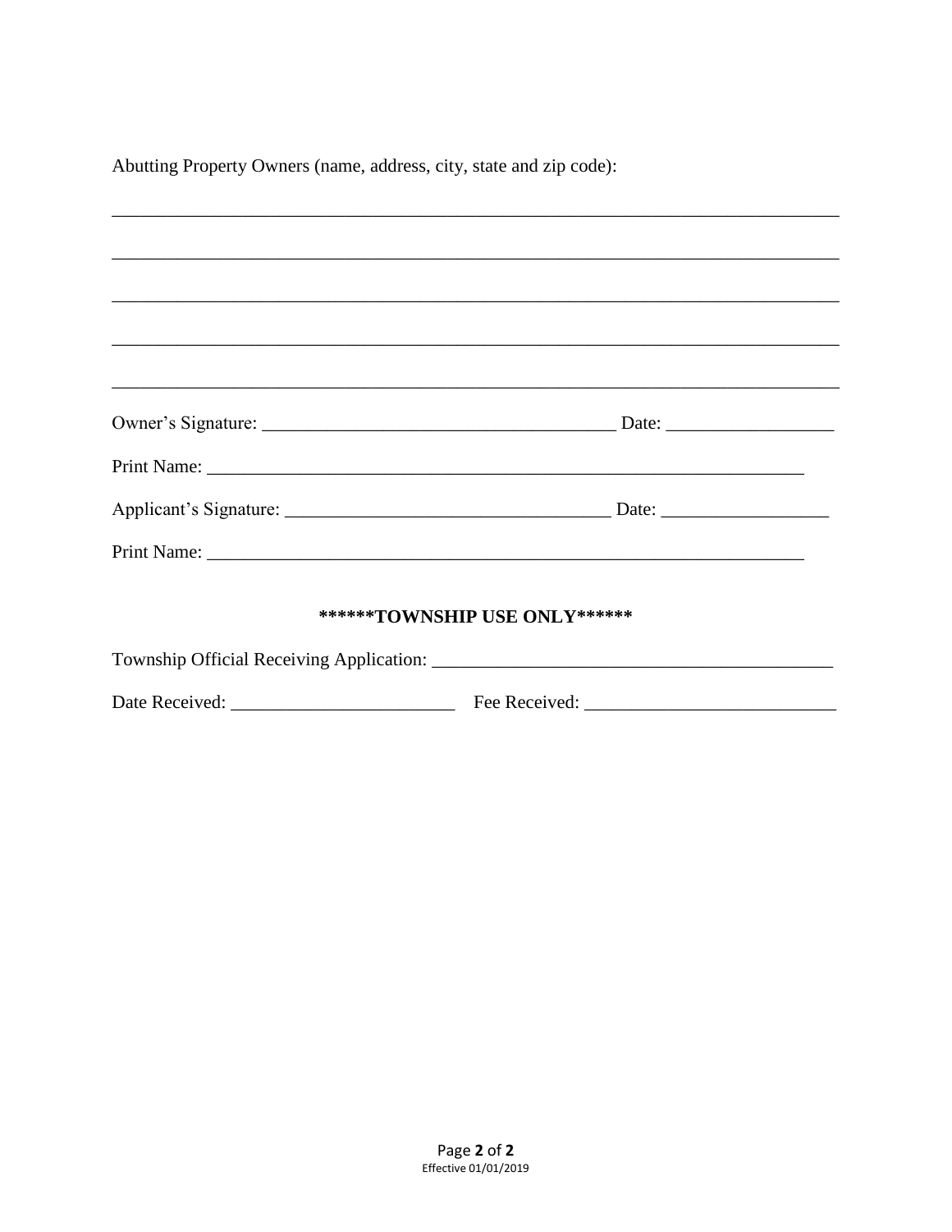Abutting Property Owners (name, address, city, state and zip code):

_______________________________________________________________________________

_______________________________________________________________________________

_______________________________________________________________________________

_______________________________________________________________________________

_______________________________________________________________________________

Owner's Signature: _____________________________________ Date: _________________

Print Name: _________________________________________________________________

Applicant's Signature: __________________________________ Date: _________________

Print Name: _________________________________________________________________

**\*\*\*\*\*\*TOWNSHIP USE ONLY\*\*\*\*\*\***

Township Official Receiving Application: ________________________________________

Date Received: _______________________ Fee Received: __________________________

Effective 01/01/2019